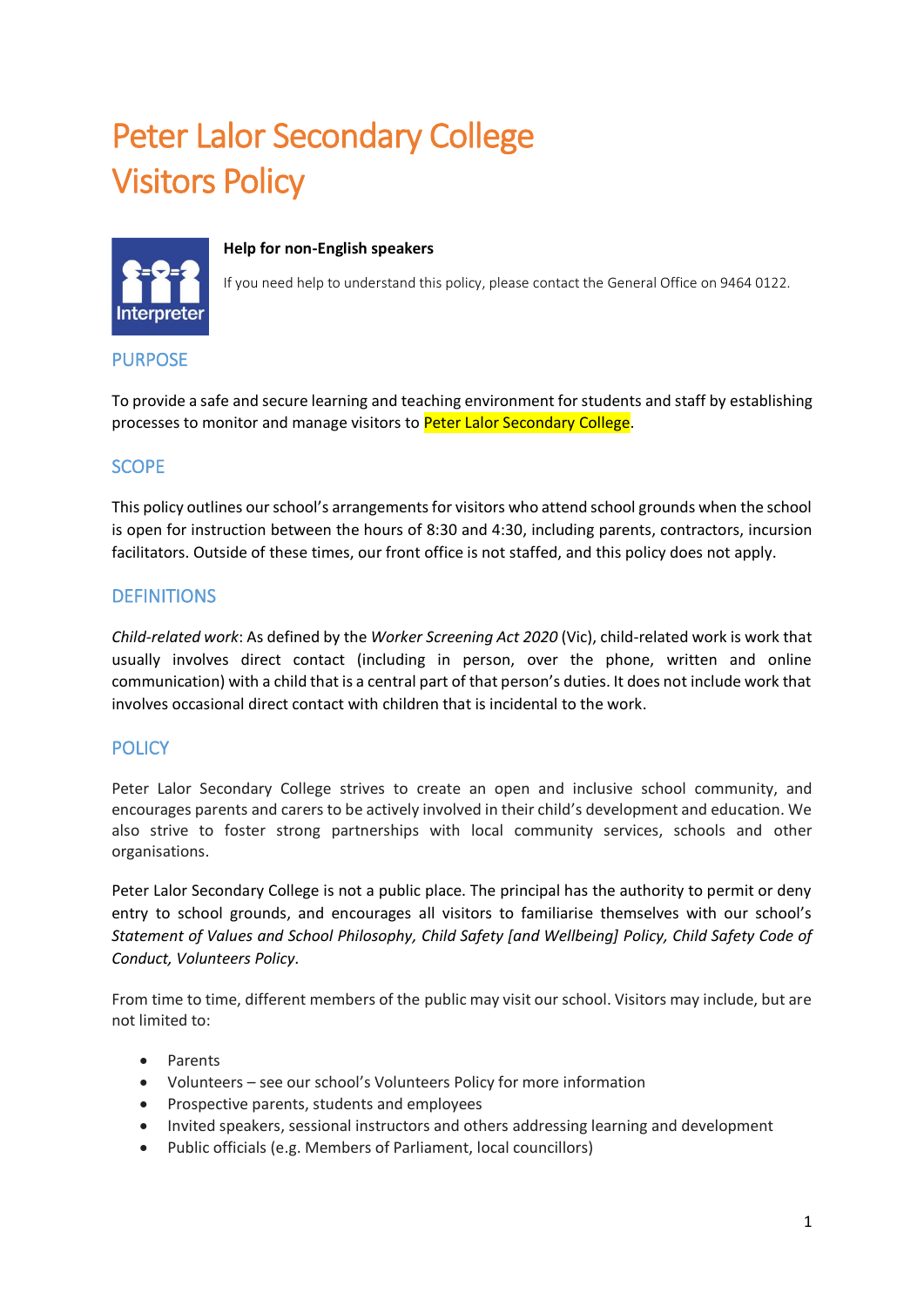# Peter Lalor Secondary College
# Visitors Policy

**Help for non-English speakers**

If you need help to understand this policy, please contact the General Office on 9464 0122.

## PURPOSE

To provide a safe and secure learning and teaching environment for students and staff by establishing processes to monitor and manage visitors to Peter Lalor Secondary College.

## SCOPE

This policy outlines our school's arrangements for visitors who attend school grounds when the school is open for instruction between the hours of 8:30 and 4:30, including parents, contractors, incursion facilitators. Outside of these times, our front office is not staffed, and this policy does not apply.

## DEFINITIONS

*Child-related work*: As defined by the *Worker Screening Act 2020* (Vic), child-related work is work that usually involves direct contact (including in person, over the phone, written and online communication) with a child that is a central part of that person's duties. It does not include work that involves occasional direct contact with children that is incidental to the work.

## POLICY

Peter Lalor Secondary College strives to create an open and inclusive school community, and encourages parents and carers to be actively involved in their child's development and education. We also strive to foster strong partnerships with local community services, schools and other organisations.

Peter Lalor Secondary College is not a public place. The principal has the authority to permit or deny entry to school grounds, and encourages all visitors to familiarise themselves with our school's *Statement of Values and School Philosophy, Child Safety [and Wellbeing] Policy, Child Safety Code of Conduct, Volunteers Policy.*

From time to time, different members of the public may visit our school. Visitors may include, but are not limited to:

- Parents
- Volunteers – see our school's Volunteers Policy for more information
- Prospective parents, students and employees
- Invited speakers, sessional instructors and others addressing learning and development
- Public officials (e.g. Members of Parliament, local councillors)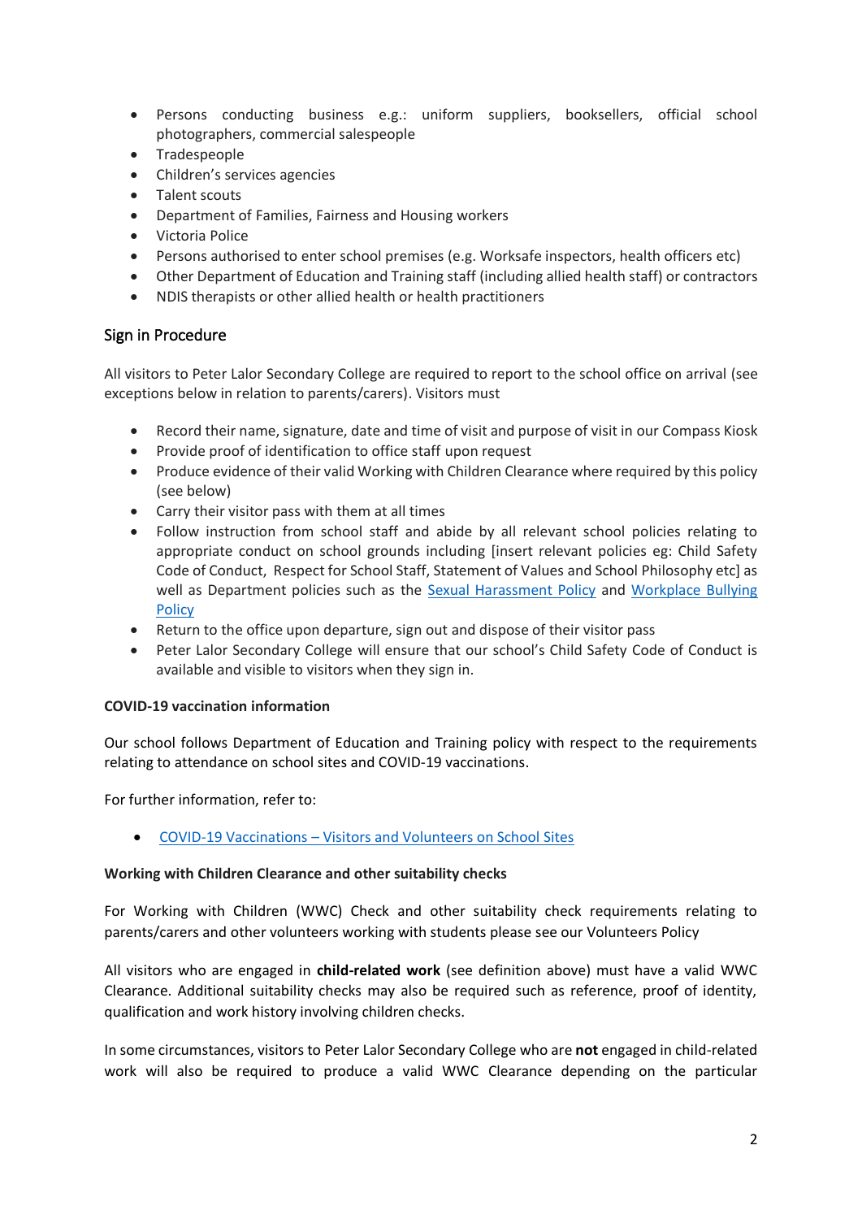- Persons conducting business e.g.: uniform suppliers, booksellers, official school photographers, commercial salespeople
- Tradespeople
- Children's services agencies
- Talent scouts
- Department of Families, Fairness and Housing workers
- Victoria Police
- Persons authorised to enter school premises (e.g. Worksafe inspectors, health officers etc)
- Other Department of Education and Training staff (including allied health staff) or contractors
- NDIS therapists or other allied health or health practitioners

## Sign in Procedure

All visitors to Peter Lalor Secondary College are required to report to the school office on arrival (see exceptions below in relation to parents/carers). Visitors must

- Record their name, signature, date and time of visit and purpose of visit in our Compass Kiosk
- Provide proof of identification to office staff upon request
- Produce evidence of their valid Working with Children Clearance where required by this policy (see below)
- Carry their visitor pass with them at all times
- Follow instruction from school staff and abide by all relevant school policies relating to appropriate conduct on school grounds including [insert relevant policies eg: Child Safety Code of Conduct, Respect for School Staff, Statement of Values and School Philosophy etc] as well as Department policies such as the Sexual Harassment Policy and Workplace Bullying Policy
- Return to the office upon departure, sign out and dispose of their visitor pass
- Peter Lalor Secondary College will ensure that our school's Child Safety Code of Conduct is available and visible to visitors when they sign in.

**COVID-19 vaccination information**

Our school follows Department of Education and Training policy with respect to the requirements relating to attendance on school sites and COVID-19 vaccinations.

For further information, refer to:

- COVID-19 Vaccinations – Visitors and Volunteers on School Sites

**Working with Children Clearance and other suitability checks**

For Working with Children (WWC) Check and other suitability check requirements relating to parents/carers and other volunteers working with students please see our Volunteers Policy

All visitors who are engaged in **child-related work** (see definition above) must have a valid WWC Clearance. Additional suitability checks may also be required such as reference, proof of identity, qualification and work history involving children checks.

In some circumstances, visitors to Peter Lalor Secondary College who are **not** engaged in child-related work will also be required to produce a valid WWC Clearance depending on the particular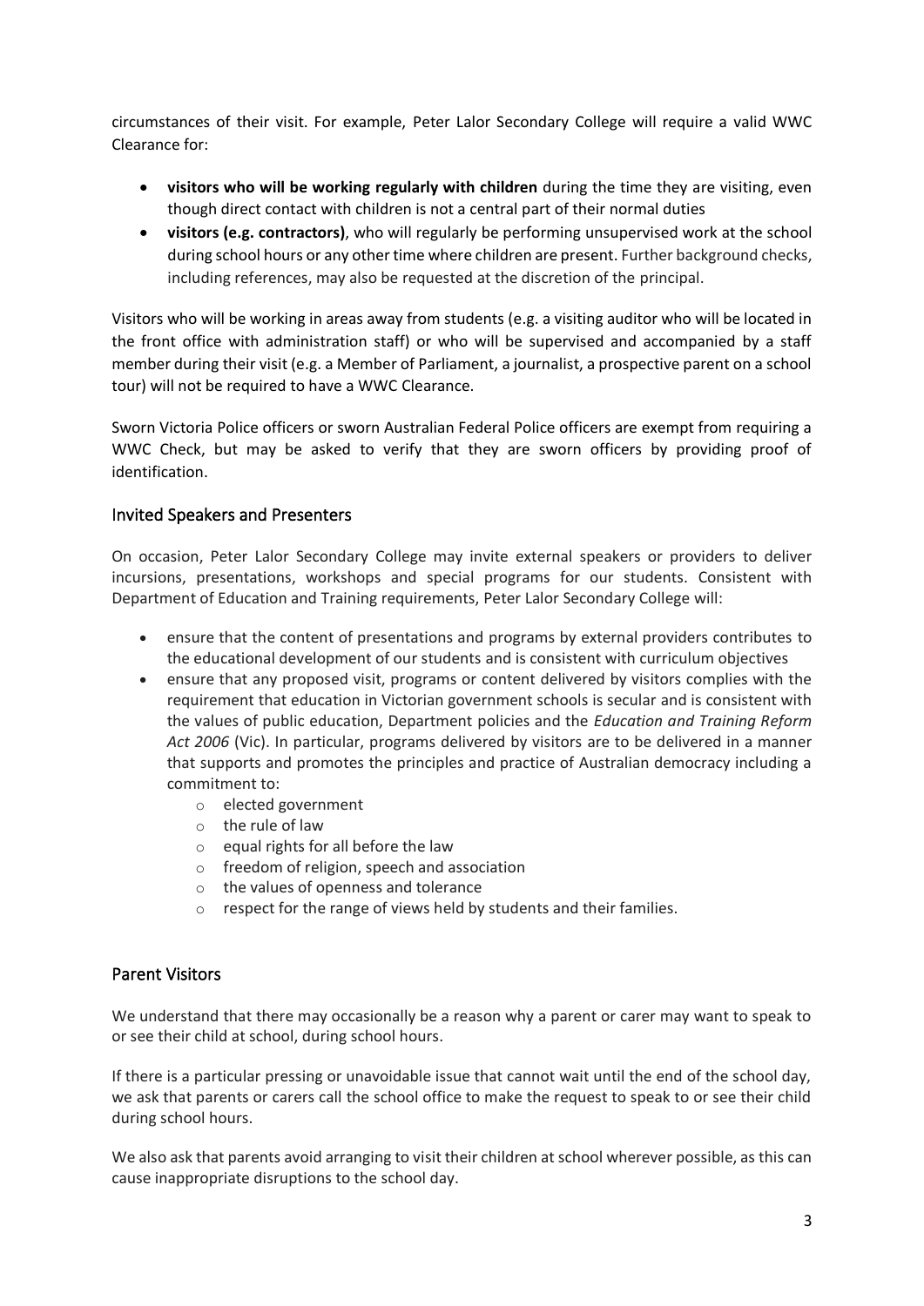circumstances of their visit. For example, Peter Lalor Secondary College will require a valid WWC Clearance for:

- **visitors who will be working regularly with children** during the time they are visiting, even though direct contact with children is not a central part of their normal duties
- **visitors (e.g. contractors)**, who will regularly be performing unsupervised work at the school during school hours or any other time where children are present. Further background checks, including references, may also be requested at the discretion of the principal.

Visitors who will be working in areas away from students (e.g. a visiting auditor who will be located in the front office with administration staff) or who will be supervised and accompanied by a staff member during their visit (e.g. a Member of Parliament, a journalist, a prospective parent on a school tour) will not be required to have a WWC Clearance.

Sworn Victoria Police officers or sworn Australian Federal Police officers are exempt from requiring a WWC Check, but may be asked to verify that they are sworn officers by providing proof of identification.

## Invited Speakers and Presenters

On occasion, Peter Lalor Secondary College may invite external speakers or providers to deliver incursions, presentations, workshops and special programs for our students. Consistent with Department of Education and Training requirements, Peter Lalor Secondary College will:

- ensure that the content of presentations and programs by external providers contributes to the educational development of our students and is consistent with curriculum objectives
- ensure that any proposed visit, programs or content delivered by visitors complies with the requirement that education in Victorian government schools is secular and is consistent with the values of public education, Department policies and the *Education and Training Reform Act 2006* (Vic). In particular, programs delivered by visitors are to be delivered in a manner that supports and promotes the principles and practice of Australian democracy including a commitment to:
  - elected government
  - the rule of law
  - equal rights for all before the law
  - freedom of religion, speech and association
  - the values of openness and tolerance
  - respect for the range of views held by students and their families.

## Parent Visitors

We understand that there may occasionally be a reason why a parent or carer may want to speak to or see their child at school, during school hours.

If there is a particular pressing or unavoidable issue that cannot wait until the end of the school day, we ask that parents or carers call the school office to make the request to speak to or see their child during school hours.

We also ask that parents avoid arranging to visit their children at school wherever possible, as this can cause inappropriate disruptions to the school day.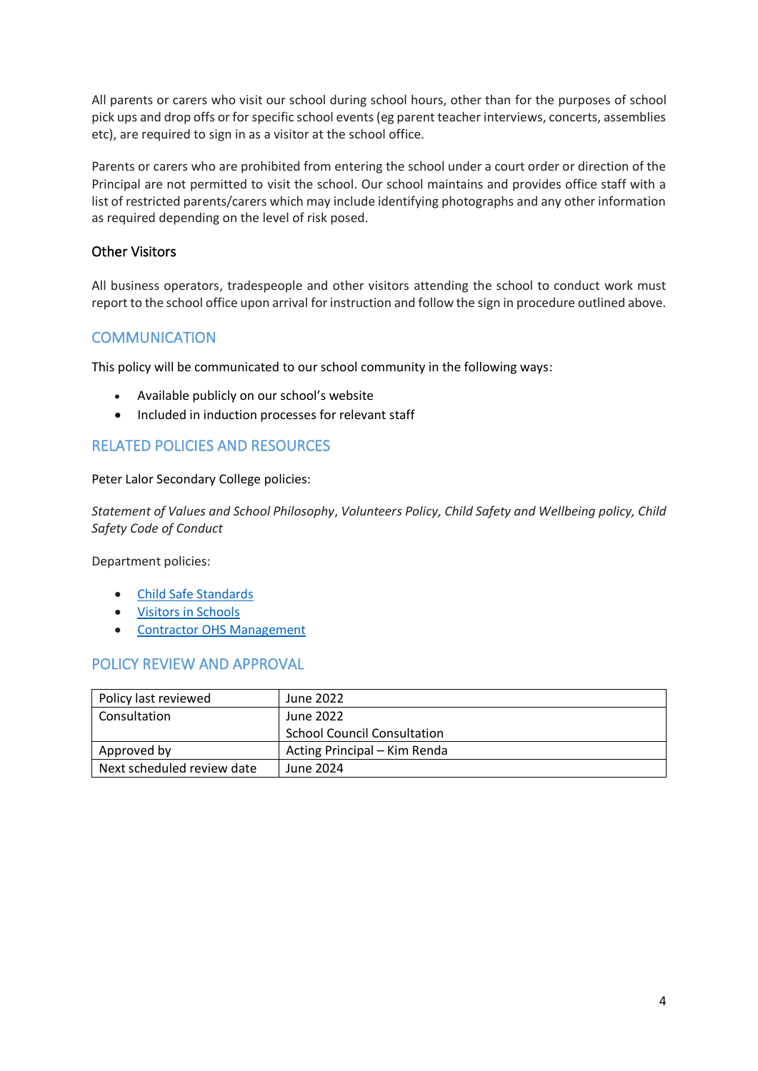All parents or carers who visit our school during school hours, other than for the purposes of school pick ups and drop offs or for specific school events (eg parent teacher interviews, concerts, assemblies etc), are required to sign in as a visitor at the school office.

Parents or carers who are prohibited from entering the school under a court order or direction of the Principal are not permitted to visit the school. Our school maintains and provides office staff with a list of restricted parents/carers which may include identifying photographs and any other information as required depending on the level of risk posed.

### Other Visitors

All business operators, tradespeople and other visitors attending the school to conduct work must report to the school office upon arrival for instruction and follow the sign in procedure outlined above.

## COMMUNICATION

This policy will be communicated to our school community in the following ways:

- Available publicly on our school's website
- Included in induction processes for relevant staff

## RELATED POLICIES AND RESOURCES

Peter Lalor Secondary College policies:

*Statement of Values and School Philosophy*, *Volunteers Policy, Child Safety and Wellbeing policy, Child Safety Code of Conduct*

Department policies:

- Child Safe Standards
- Visitors in Schools
- Contractor OHS Management

## POLICY REVIEW AND APPROVAL

| | |
|---|---|
| Policy last reviewed | June 2022 |
| Consultation | June 2022<br>School Council Consultation |
| Approved by | Acting Principal – Kim Renda |
| Next scheduled review date | June 2024 |